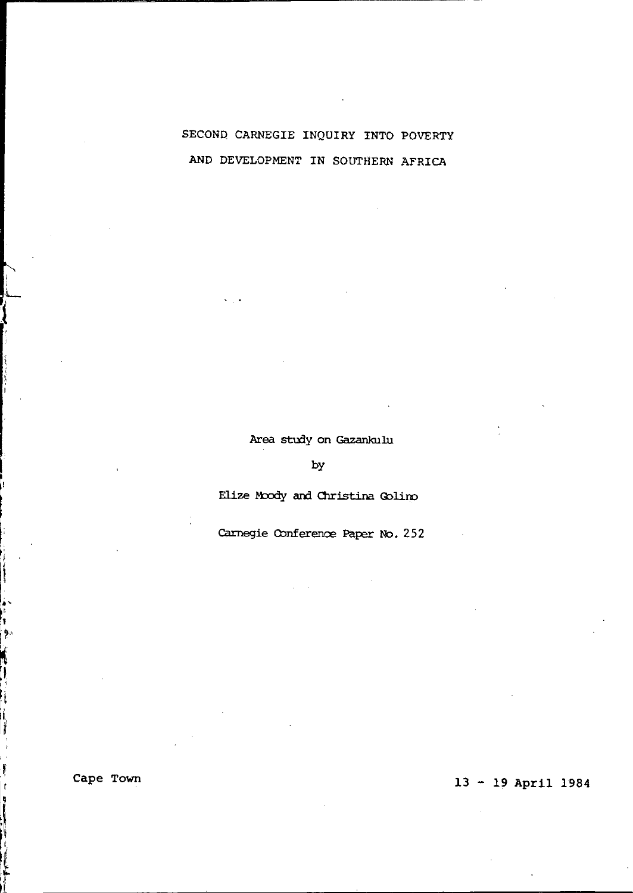# SECOND CARNEGIE INQUIRY INTO POVERTY AND DEVELOPMENT IN SOUTHERN AFRICA

Area study on Gazankulu

by

Elize Moody and Christina Golino

Carnegie Conference Paper No. 252

Cape Town

13 - 19 April 1984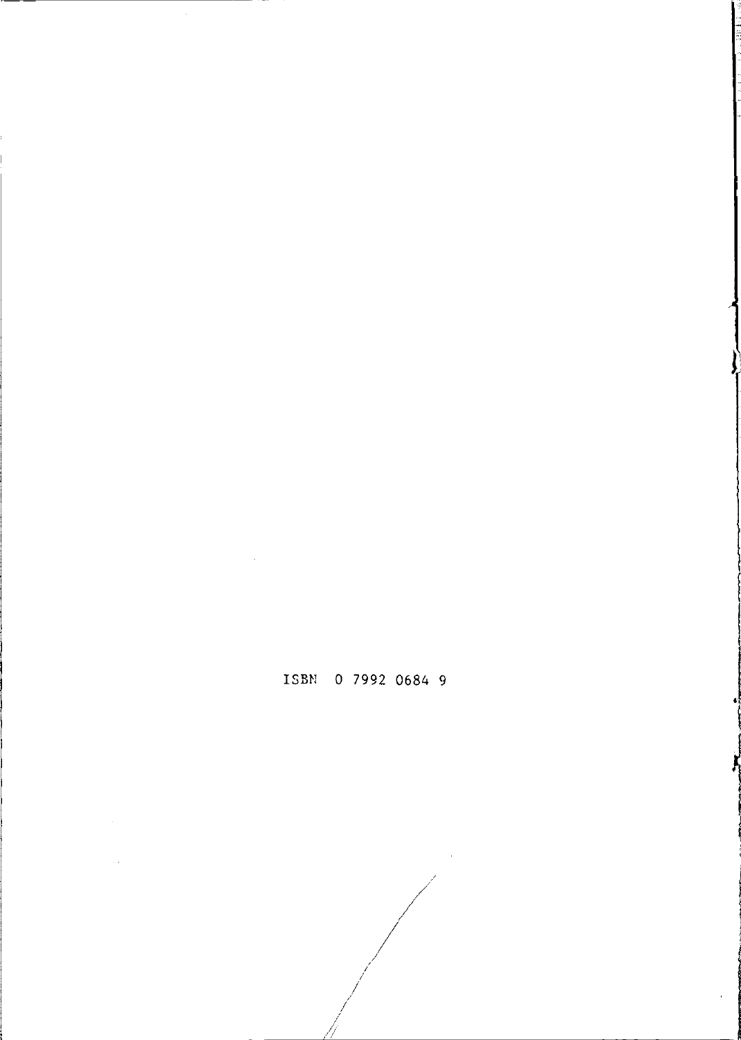ISBN 0 7992 0684 9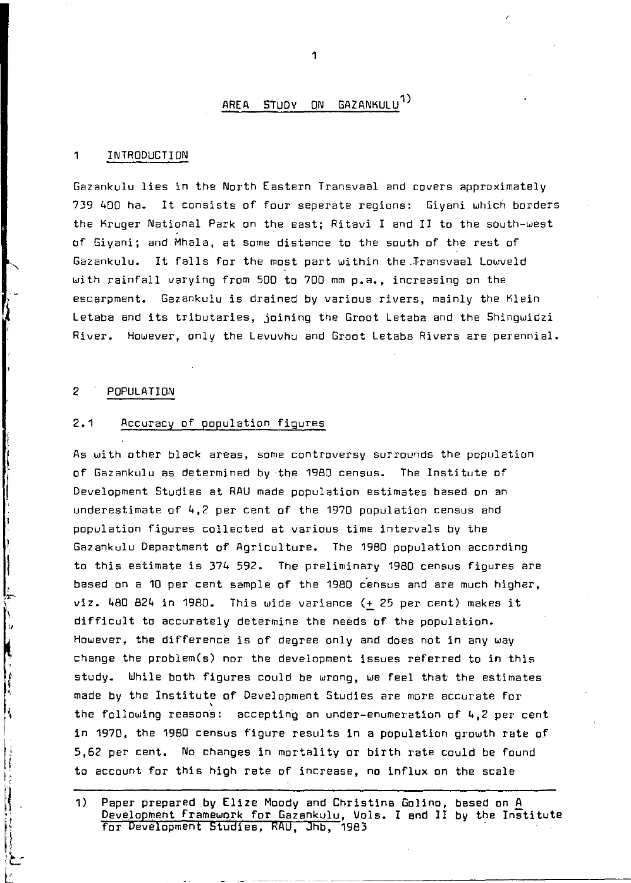# AREA STUDY ON GAZANKULU[1)]

## 1 INTRODUCTION

Gazankulu lies in the North Eastern Transvaal and covers approximately 739 400 ha. It consists of four seperate regions: Giyani which borders the Kruger National Park on the east; Ritavi I and II to the south-west of Giyani; and Mhala, at some distance to the south of the rest of Gazankulu. It falls for the most part within the Transvaal Lowveld with rainfall varying from 500 to 700 mm p.a., increasing on the escarpment. Gazankulu is drained by various rivers, mainly the Klein Letaba and its tributaries, joining the Groot Letaba and the Shingwidzi River. However, only the Levuvhu and Groot Letaba Rivers are perennial.

## 2 POPULATION

### 2.1 Accuracy of population figures

As with other black areas, some controversy surrounds the population of Gazankulu as determined by the 1980 census. The Institute of Development Studies at RAU made population estimates based on an underestimate of 4,2 per cent of the 1970 population census and population figures collected at various time intervals by the Gazankulu Department of Agriculture. The 1980 population according to this estimate is 374 592. The preliminary 1980 census figures are based on a 10 per cent sample of the 1980 census and are much higher, viz. 480 824 in 1980. This wide variance (± 25 per cent) makes it difficult to accurately determine the needs of the population. However, the difference is of degree only and does not in any way change the problem(s) nor the development issues referred to in this study. While both figures could be wrong, we feel that the estimates made by the Institute of Development Studies are more accurate for the following reasons: accepting an under-enumeration of 4,2 per cent in 1970, the 1980 census figure results in a population growth rate of 5,62 per cent. No changes in mortality or birth rate could be found to account for this high rate of increase, no influx on the scale

---

1) Paper prepared by Elize Moody and Christina Golino, based on A Development Framework for Gazankulu, Vols. I and II by the Institute for Development Studies, RAU, Jhb, 1983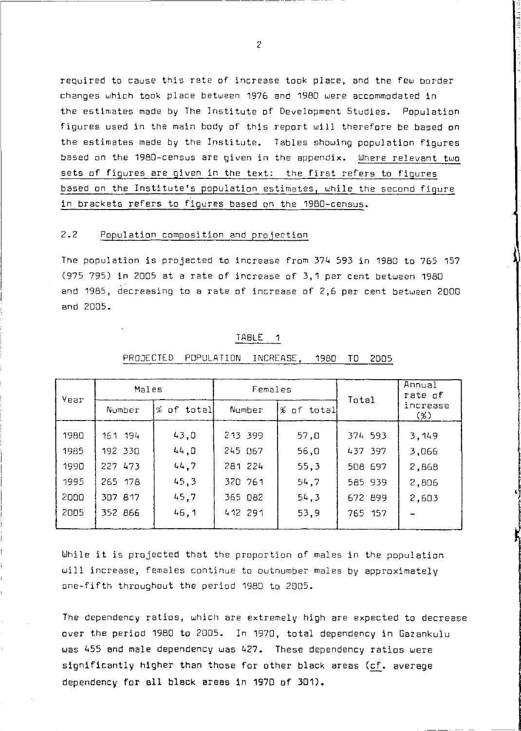required to cause this rate of increase took place, and the few border changes which took place between 1976 and 1980 were accommodated in the estimates made by The Institute of Development Studies. Population figures used in the main body of this report will therefore be based on the estimates made by the Institute. Tables showing population figures based on the 1980-census are given in the appendix. <u>Where relevant two sets of figures are given in the text: the first refers to figures based on the Institute's population estimates, while the second figure in brackets refers to figures based on the 1980-census.</u>

## 2.2 Population composition and projection

The population is projected to increase from 374 593 in 1980 to 765 157 (975 795) in 2005 at a rate of increase of 3,1 per cent between 1980 and 1985, decreasing to a rate of increase of 2,6 per cent between 2000 and 2005.

TABLE 1

PROJECTED POPULATION INCREASE, 1980 TO 2005

| Year | Males | | Females | | Total | Annual rate of increase (%) |
|---|---|---|---|---|---|---|
| | Number | % of total | Number | % of total | | |
| 1980 | 161 194 | 43,0 | 213 399 | 57,0 | 374 593 | 3,149 |
| 1985 | 192 330 | 44,0 | 245 067 | 56,0 | 437 397 | 3,066 |
| 1990 | 227 473 | 44,7 | 281 224 | 55,3 | 508 697 | 2,868 |
| 1995 | 265 178 | 45,3 | 320 761 | 54,7 | 585 939 | 2,806 |
| 2000 | 307 817 | 45,7 | 365 082 | 54,3 | 672 899 | 2,603 |
| 2005 | 352 866 | 46,1 | 412 291 | 53,9 | 765 157 | - |

While it is projected that the proportion of males in the population will increase, females continue to outnumber males by approximately one-fifth throughout the period 1980 to 2005.

The dependency ratios, which are extremely high are expected to decrease over the period 1980 to 2005. In 1970, total dependency in Gazankulu was 455 and male dependency was 427. These dependency ratios were significantly higher than those for other black areas (<u>cf</u>. average dependency for all black areas in 1970 of 301).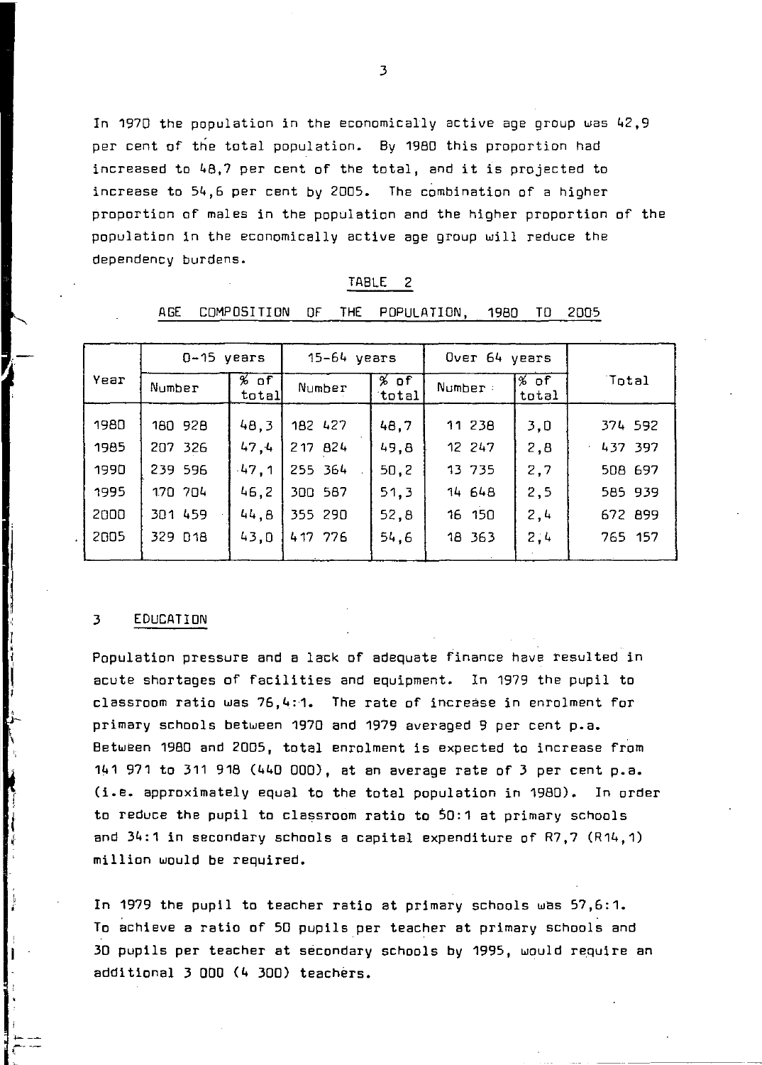In 1970 the population in the economically active age group was 42,9 per cent of the total population. By 1980 this proportion had increased to 48,7 per cent of the total, and it is projected to increase to 54,6 per cent by 2005. The combination of a higher proportion of males in the population and the higher proportion of the population in the economically active age group will reduce the dependency burdens.

TABLE 2

AGE COMPOSITION OF THE POPULATION, 1980 TO 2005

| Year | 0-15 years | | 15-64 years | | Over 64 years | | Total |
|---|---|---|---|---|---|---|---|
| | Number | % of total | Number | % of total | Number | % of total | |
| 1980 | 180 928 | 48,3 | 182 427 | 48,7 | 11 238 | 3,0 | 374 592 |
| 1985 | 207 326 | 47,4 | 217 824 | 49,8 | 12 247 | 2,8 | 437 397 |
| 1990 | 239 596 | 47,1 | 255 364 | 50,2 | 13 735 | 2,7 | 508 697 |
| 1995 | 170 704 | 46,2 | 300 587 | 51,3 | 14 648 | 2,5 | 585 939 |
| 2000 | 301 459 | 44,8 | 355 290 | 52,8 | 16 150 | 2,4 | 672 899 |
| 2005 | 329 018 | 43,0 | 417 776 | 54,6 | 18 363 | 2,4 | 765 157 |

## 3 EDUCATION

Population pressure and a lack of adequate finance have resulted in acute shortages of facilities and equipment. In 1979 the pupil to classroom ratio was 76,4:1. The rate of increase in enrolment for primary schools between 1970 and 1979 averaged 9 per cent p.a. Between 1980 and 2005, total enrolment is expected to increase from 141 971 to 311 918 (440 000), at an average rate of 3 per cent p.a. (i.e. approximately equal to the total population in 1980). In order to reduce the pupil to classroom ratio to 50:1 at primary schools and 34:1 in secondary schools a capital expenditure of R7,7 (R14,1) million would be required.

In 1979 the pupil to teacher ratio at primary schools was 57,6:1. To achieve a ratio of 50 pupils per teacher at primary schools and 30 pupils per teacher at secondary schools by 1995, would require an additional 3 000 (4 300) teachers.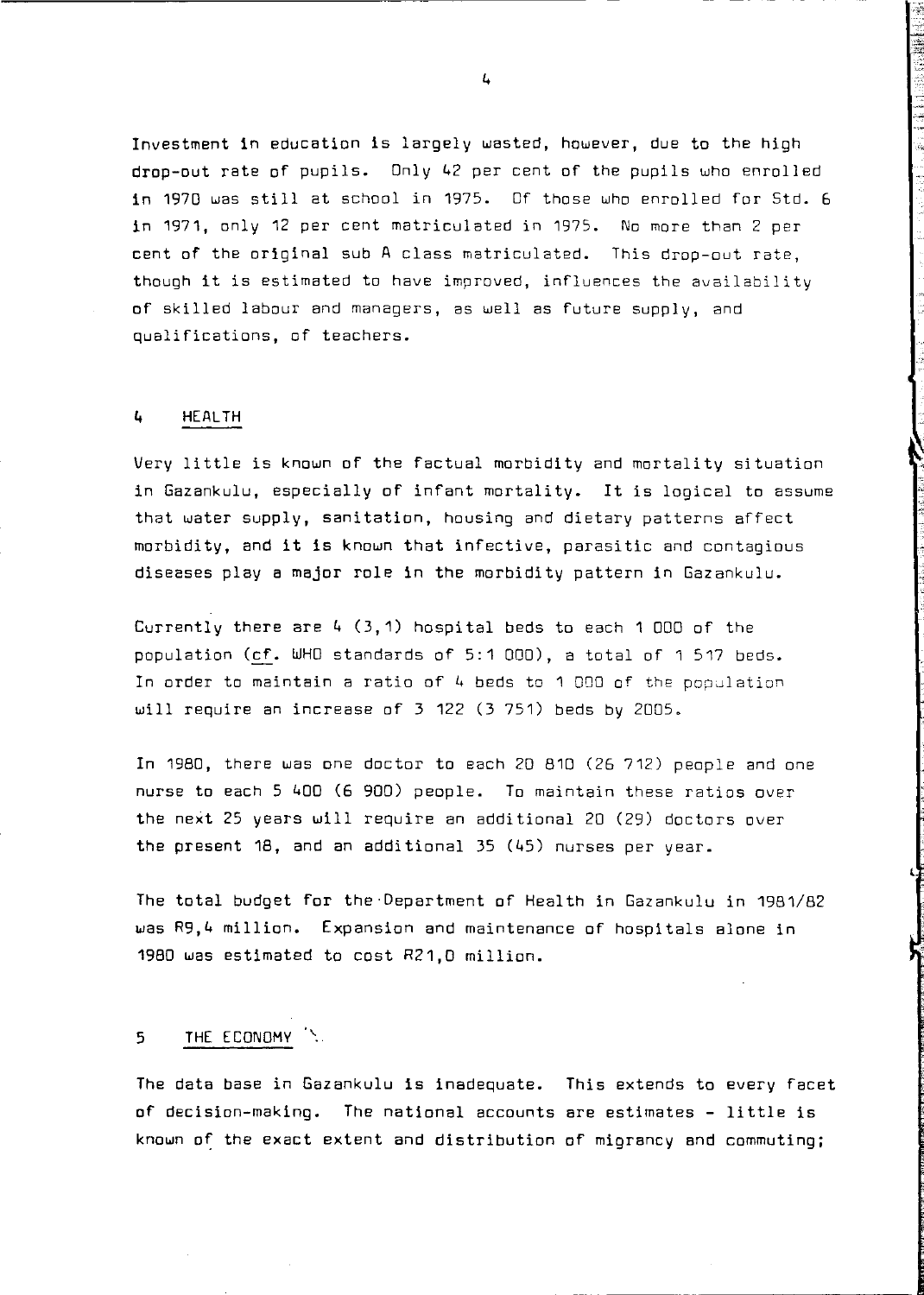Investment in education is largely wasted, however, due to the high drop-out rate of pupils. Only 42 per cent of the pupils who enrolled in 1970 was still at school in 1975. Of those who enrolled for Std. 6 in 1971, only 12 per cent matriculated in 1975. No more than 2 per cent of the original sub A class matriculated. This drop-out rate, though it is estimated to have improved, influences the availability of skilled labour and managers, as well as future supply, and qualifications, of teachers.

## 4 HEALTH

Very little is known of the factual morbidity and mortality situation in Gazankulu, especially of infant mortality. It is logical to assume that water supply, sanitation, housing and dietary patterns affect morbidity, and it is known that infective, parasitic and contagious diseases play a major role in the morbidity pattern in Gazankulu.

Currently there are 4 (3,1) hospital beds to each 1 000 of the population (cf. WHO standards of 5:1 000), a total of 1 517 beds. In order to maintain a ratio of 4 beds to 1 000 of the population will require an increase of 3 122 (3 751) beds by 2005.

In 1980, there was one doctor to each 20 810 (26 712) people and one nurse to each 5 400 (6 900) people. To maintain these ratios over the next 25 years will require an additional 20 (29) doctors over the present 18, and an additional 35 (45) nurses per year.

The total budget for the Department of Health in Gazankulu in 1981/82 was R9,4 million. Expansion and maintenance of hospitals alone in 1980 was estimated to cost R21,0 million.

## 5 THE ECONOMY

The data base in Gazankulu is inadequate. This extends to every facet of decision-making. The national accounts are estimates - little is known of the exact extent and distribution of migrancy and commuting;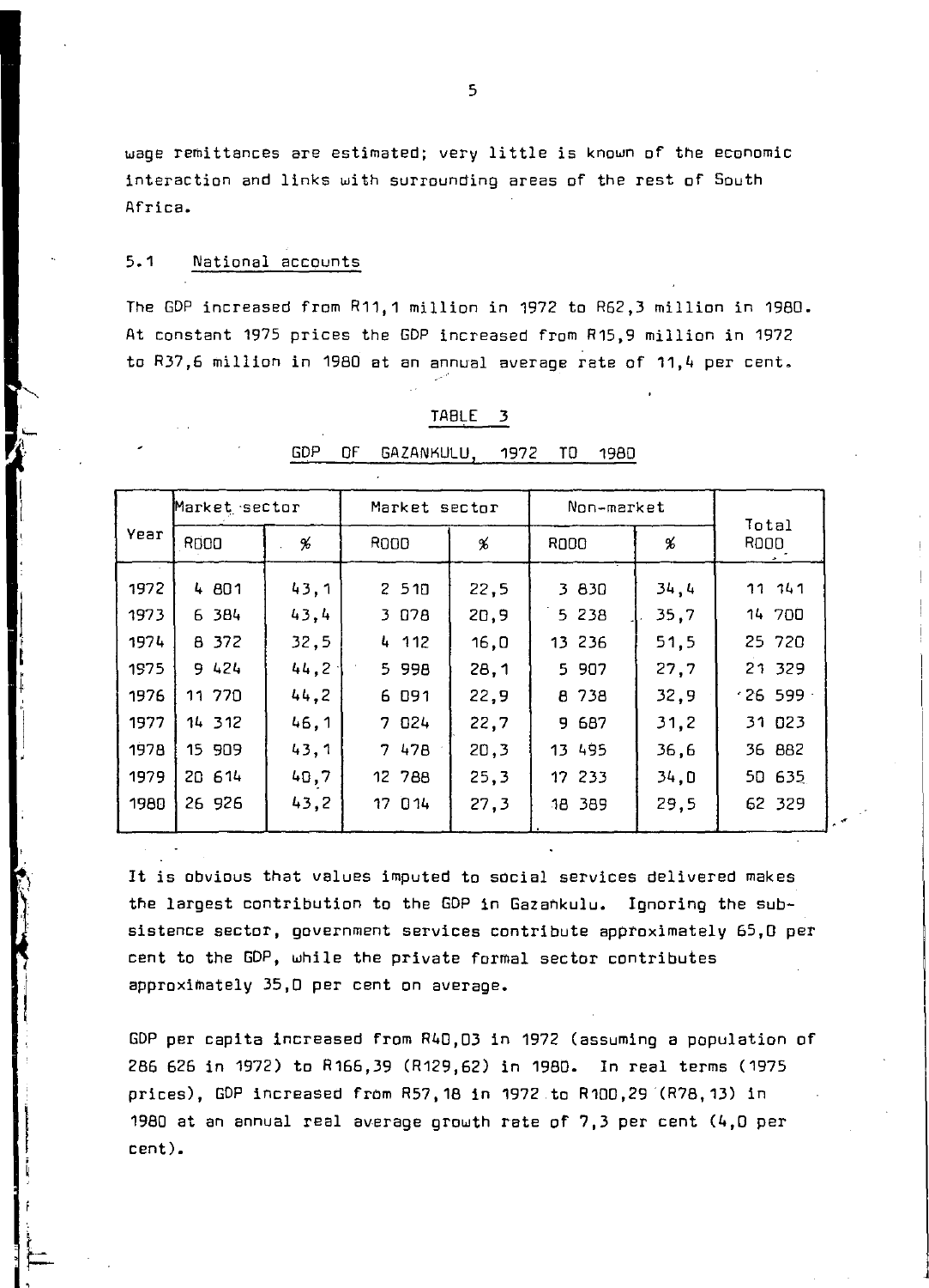wage remittances are estimated; very little is known of the economic interaction and links with surrounding areas of the rest of South Africa.

## 5.1 National accounts

The GDP increased from R11,1 million in 1972 to R62,3 million in 1980. At constant 1975 prices the GDP increased from R15,9 million in 1972 to R37,6 million in 1980 at an annual average rate of 11,4 per cent.

TABLE 3

GDP OF GAZANKULU, 1972 TO 1980

| Year | Market sector | | Market sector | | Non-market | | Total |
|---|---|---|---|---|---|---|---|
| | R000 | % | R000 | % | R000 | % | R000 |
| 1972 | 4 801 | 43,1 | 2 510 | 22,5 | 3 830 | 34,4 | 11 141 |
| 1973 | 6 384 | 43,4 | 3 078 | 20,9 | 5 238 | 35,7 | 14 700 |
| 1974 | 8 372 | 32,5 | 4 112 | 16,0 | 13 236 | 51,5 | 25 720 |
| 1975 | 9 424 | 44,2 | 5 998 | 28,1 | 5 907 | 27,7 | 21 329 |
| 1976 | 11 770 | 44,2 | 6 091 | 22,9 | 8 738 | 32,9 | 26 599 |
| 1977 | 14 312 | 46,1 | 7 024 | 22,7 | 9 687 | 31,2 | 31 023 |
| 1978 | 15 909 | 43,1 | 7 478 | 20,3 | 13 495 | 36,6 | 36 882 |
| 1979 | 20 614 | 40,7 | 12 788 | 25,3 | 17 233 | 34,0 | 50 635 |
| 1980 | 26 926 | 43,2 | 17 014 | 27,3 | 18 389 | 29,5 | 62 329 |

It is obvious that values imputed to social services delivered makes the largest contribution to the GDP in Gazankulu. Ignoring the subsistence sector, government services contribute approximately 65,0 per cent to the GDP, while the private formal sector contributes approximately 35,0 per cent on average.

GDP per capita increased from R40,03 in 1972 (assuming a population of 286 626 in 1972) to R166,39 (R129,62) in 1980. In real terms (1975 prices), GDP increased from R57,18 in 1972 to R100,29 (R78,13) in 1980 at an annual real average growth rate of 7,3 per cent (4,0 per cent).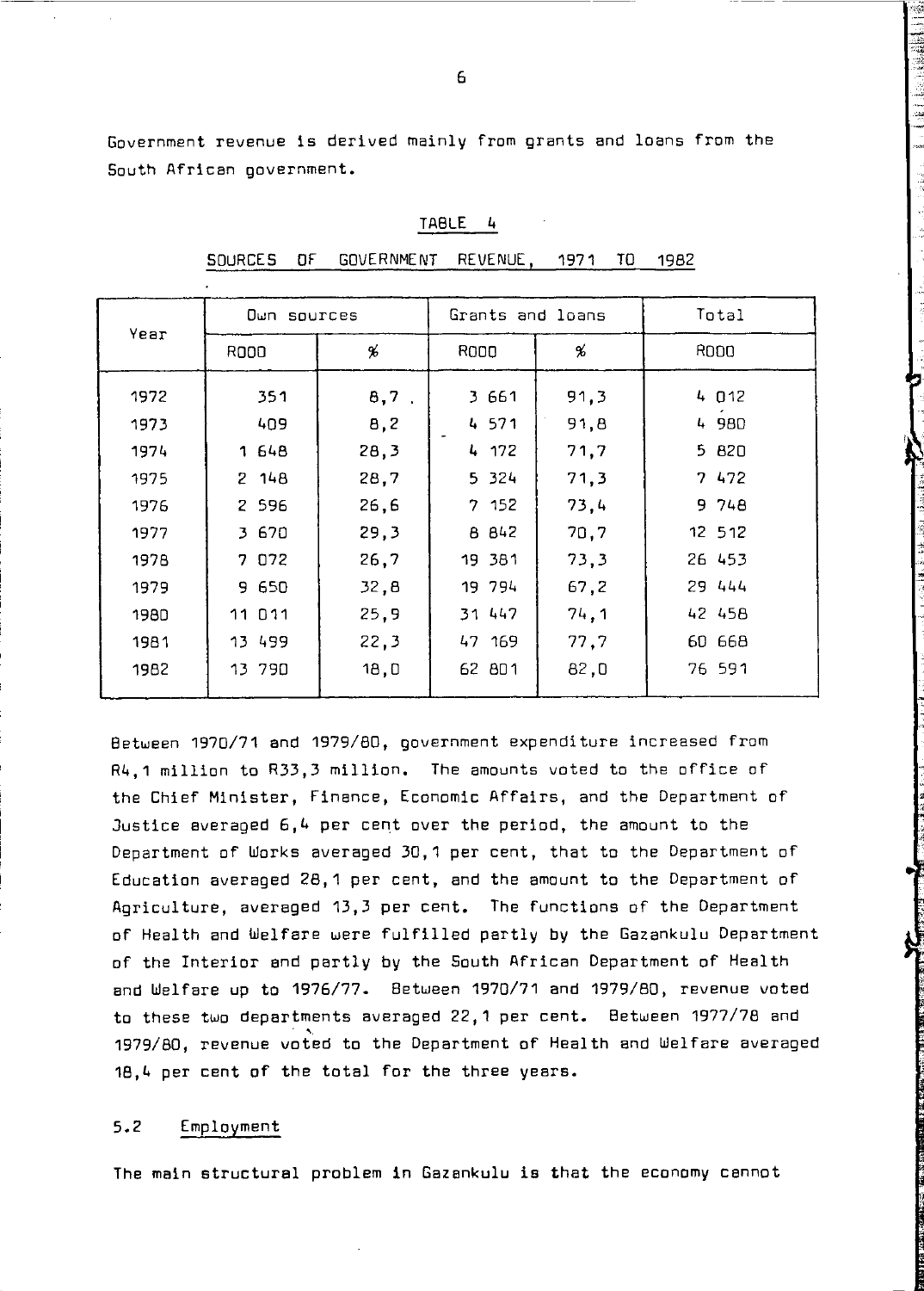Government revenue is derived mainly from grants and loans from the South African government.

TABLE 4

SOURCES OF GOVERNMENT REVENUE, 1971 TO 1982

| Year | Own sources | | Grants and loans | | Total |
|---|---|---|---|---|---|
| | R000 | % | R000 | % | R000 |
| 1972 | 351 | 8,7 | 3 661 | 91,3 | 4 012 |
| 1973 | 409 | 8,2 | 4 571 | 91,8 | 4 980 |
| 1974 | 1 648 | 28,3 | 4 172 | 71,7 | 5 820 |
| 1975 | 2 148 | 28,7 | 5 324 | 71,3 | 7 472 |
| 1976 | 2 596 | 26,6 | 7 152 | 73,4 | 9 748 |
| 1977 | 3 670 | 29,3 | 8 842 | 70,7 | 12 512 |
| 1978 | 7 072 | 26,7 | 19 381 | 73,3 | 26 453 |
| 1979 | 9 650 | 32,8 | 19 794 | 67,2 | 29 444 |
| 1980 | 11 011 | 25,9 | 31 447 | 74,1 | 42 458 |
| 1981 | 13 499 | 22,3 | 47 169 | 77,7 | 60 668 |
| 1982 | 13 790 | 18,0 | 62 801 | 82,0 | 76 591 |

Between 1970/71 and 1979/80, government expenditure increased from R4,1 million to R33,3 million. The amounts voted to the office of the Chief Minister, Finance, Economic Affairs, and the Department of Justice averaged 6,4 per cent over the period, the amount to the Department of Works averaged 30,1 per cent, that to the Department of Education averaged 28,1 per cent, and the amount to the Department of Agriculture, averaged 13,3 per cent. The functions of the Department of Health and Welfare were fulfilled partly by the Gazankulu Department of the Interior and partly by the South African Department of Health and Welfare up to 1976/77. Between 1970/71 and 1979/80, revenue voted to these two departments averaged 22,1 per cent. Between 1977/78 and 1979/80, revenue voted to the Department of Health and Welfare averaged 18,4 per cent of the total for the three years.

### 5.2 Employment

The main structural problem in Gazankulu is that the economy cannot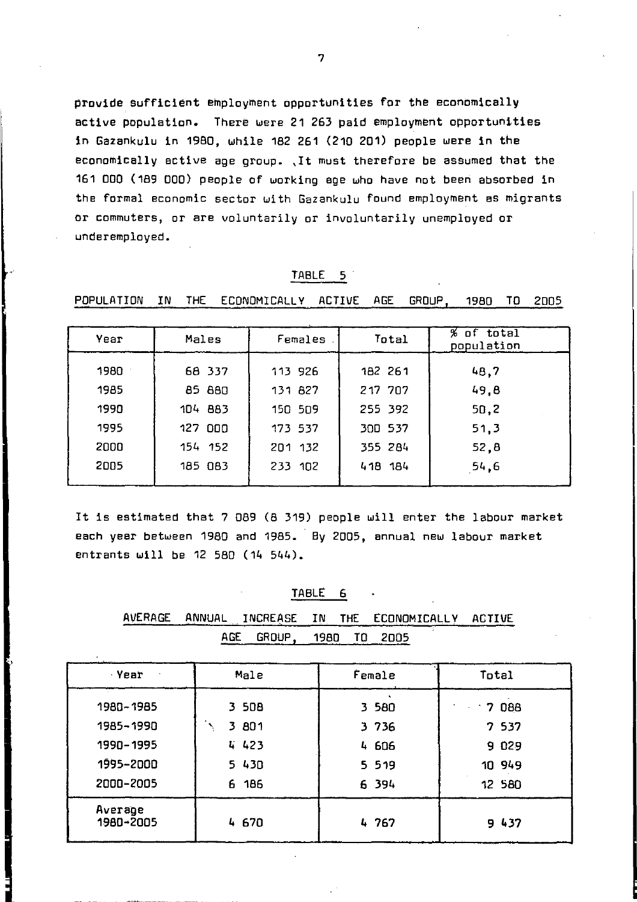provide sufficient employment opportunities for the economically active population. There were 21 263 paid employment opportunities in Gazankulu in 1980, while 182 261 (210 201) people were in the economically active age group. It must therefore be assumed that the 161 000 (189 000) people of working age who have not been absorbed in the formal economic sector with Gazankulu found employment as migrants or commuters, or are voluntarily or involuntarily unemployed or underemployed.

TABLE 5

POPULATION IN THE ECONOMICALLY ACTIVE AGE GROUP, 1980 TO 2005

| Year | Males | Females | Total | % of total population |
|---|---|---|---|---|
| 1980 | 68 337 | 113 926 | 182 261 | 48,7 |
| 1985 | 85 880 | 131 827 | 217 707 | 49,8 |
| 1990 | 104 883 | 150 509 | 255 392 | 50,2 |
| 1995 | 127 000 | 173 537 | 300 537 | 51,3 |
| 2000 | 154 152 | 201 132 | 355 284 | 52,8 |
| 2005 | 185 083 | 233 102 | 418 184 | 54,6 |

It is estimated that 7 089 (8 319) people will enter the labour market each year between 1980 and 1985. By 2005, annual new labour market entrants will be 12 580 (14 544).

TABLE 6

AVERAGE ANNUAL INCREASE IN THE ECONOMICALLY ACTIVE AGE GROUP, 1980 TO 2005

| Year | Male | Female | Total |
|---|---|---|---|
| 1980-1985 | 3 508 | 3 580 | 7 088 |
| 1985-1990 | 3 801 | 3 736 | 7 537 |
| 1990-1995 | 4 423 | 4 606 | 9 029 |
| 1995-2000 | 5 430 | 5 519 | 10 949 |
| 2000-2005 | 6 186 | 6 394 | 12 580 |
| Average 1980-2005 | 4 670 | 4 767 | 9 437 |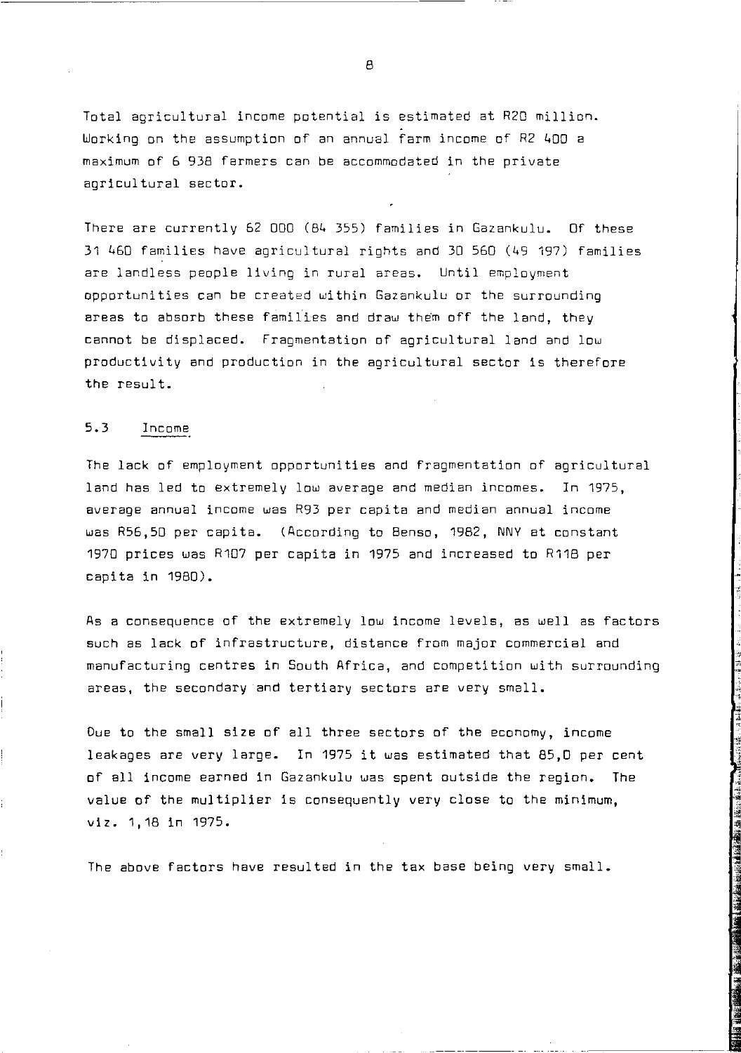Total agricultural income potential is estimated at R20 million. Working on the assumption of an annual farm income of R2 400 a maximum of 6 938 farmers can be accommodated in the private agricultural sector.

There are currently 62 000 (84 355) families in Gazankulu. Of these 31 460 families have agricultural rights and 30 560 (49 197) families are landless people living in rural areas. Until employment opportunities can be created within Gazankulu or the surrounding areas to absorb these families and draw them off the land, they cannot be displaced. Fragmentation of agricultural land and low productivity and production in the agricultural sector is therefore the result.

## 5.3 Income

The lack of employment opportunities and fragmentation of agricultural land has led to extremely low average and median incomes. In 1975, average annual income was R93 per capita and median annual income was R56,50 per capita. (According to Benso, 1982, NNY at constant 1970 prices was R107 per capita in 1975 and increased to R118 per capita in 1980).

As a consequence of the extremely low income levels, as well as factors such as lack of infrastructure, distance from major commercial and manufacturing centres in South Africa, and competition with surrounding areas, the secondary and tertiary sectors are very small.

Due to the small size of all three sectors of the economy, income leakages are very large. In 1975 it was estimated that 85,0 per cent of all income earned in Gazankulu was spent outside the region. The value of the multiplier is consequently very close to the minimum, viz. 1,18 in 1975.

The above factors have resulted in the tax base being very small.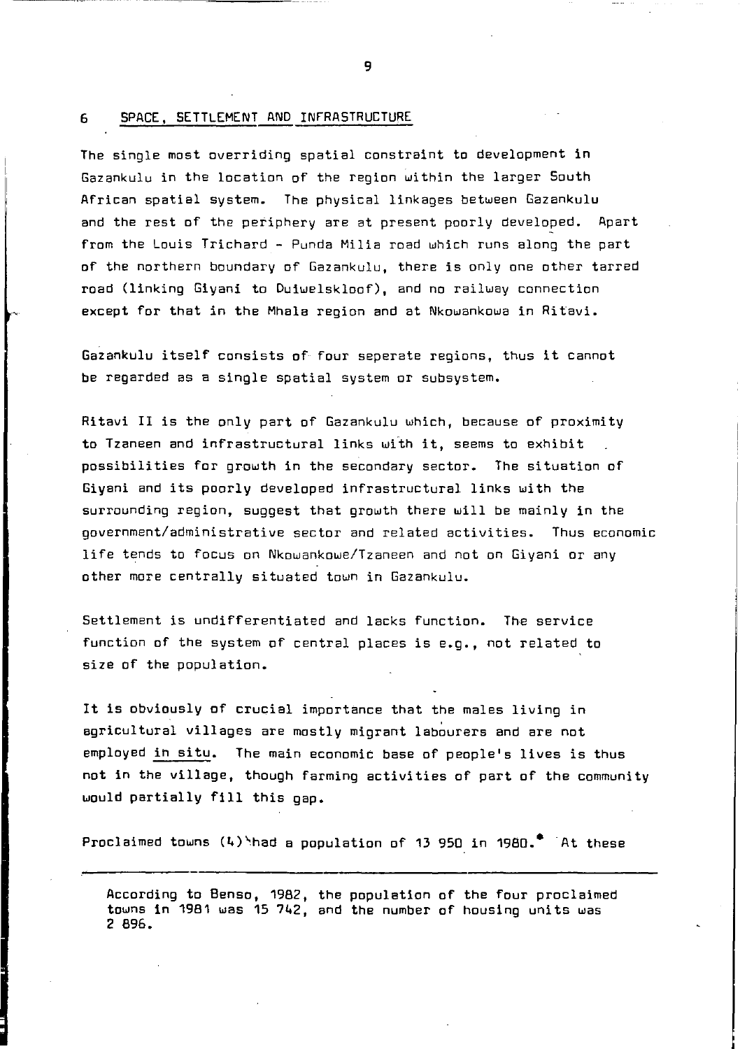## 6 SPACE, SETTLEMENT AND INFRASTRUCTURE

The single most overriding spatial constraint to development in Gazankulu in the location of the region within the larger South African spatial system. The physical linkages between Gazankulu and the rest of the periphery are at present poorly developed. Apart from the Louis Trichard - Punda Milia road which runs along the part of the northern boundary of Gazankulu, there is only one other tarred road (linking Giyani to Duiwelskloof), and no railway connection except for that in the Mhala region and at Nkowankowa in Ritavi.

Gazankulu itself consists of four seperate regions, thus it cannot be regarded as a single spatial system or subsystem.

Ritavi II is the only part of Gazankulu which, because of proximity to Tzaneen and infrastructural links with it, seems to exhibit possibilities for growth in the secondary sector. The situation of Giyani and its poorly developed infrastructural links with the surrounding region, suggest that growth there will be mainly in the government/administrative sector and related activities. Thus economic life tends to focus on Nkowankowe/Tzaneen and not on Giyani or any other more centrally situated town in Gazankulu.

Settlement is undifferentiated and lacks function. The service function of the system of central places is e.g., not related to size of the population.

It is obviously of crucial importance that the males living in agricultural villages are mostly migrant labourers and are not employed in situ. The main economic base of people's lives is thus not in the village, though farming activities of part of the community would partially fill this gap.

Proclaimed towns (4) had a population of 13 950 in 1980.* At these

---

\* According to Benso, 1982, the population of the four proclaimed towns in 1981 was 15 742, and the number of housing units was 2 896.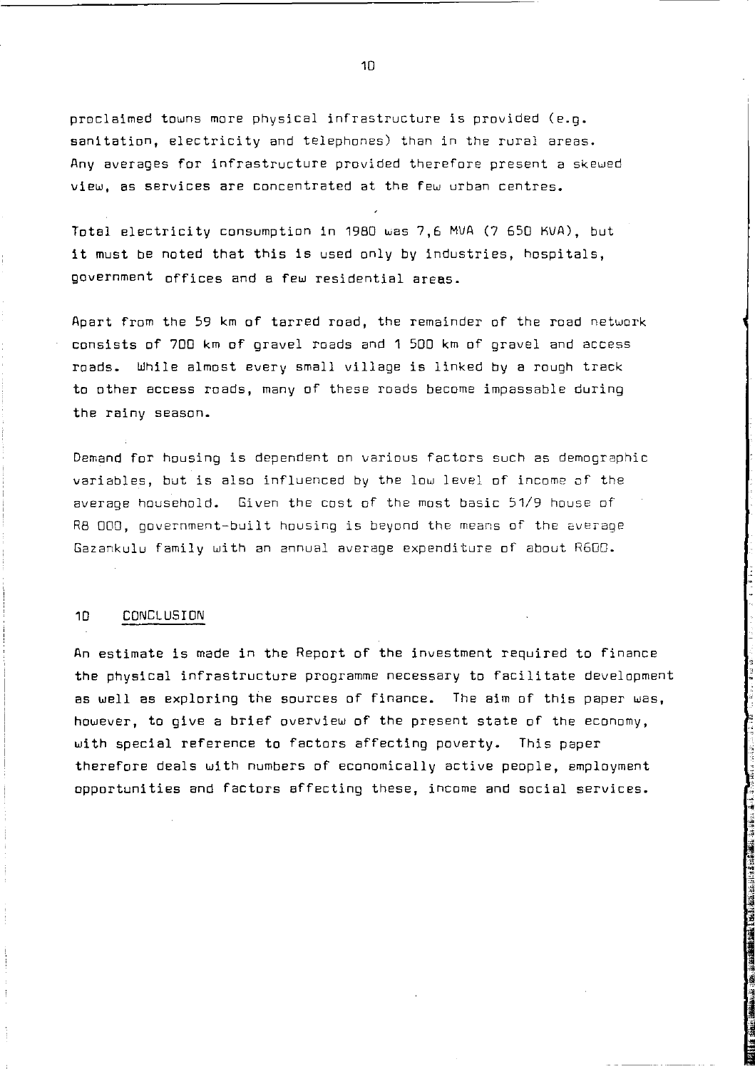proclaimed towns more physical infrastructure is provided (e.g. sanitation, electricity and telephones) than in the rural areas. Any averages for infrastructure provided therefore present a skewed view, as services are concentrated at the few urban centres.

Total electricity consumption in 1980 was 7,6 MVA (7 650 KVA), but it must be noted that this is used only by industries, hospitals, government offices and a few residential areas.

Apart from the 59 km of tarred road, the remainder of the road network consists of 700 km of gravel roads and 1 500 km of gravel and access roads. While almost every small village is linked by a rough track to other access roads, many of these roads become impassable during the rainy season.

Demand for housing is dependent on various factors such as demographic variables, but is also influenced by the low level of income of the average household. Given the cost of the most basic 51/9 house of R8 000, government-built housing is beyond the means of the average Gazankulu family with an annual average expenditure of about R600.

## 10 CONCLUSION

An estimate is made in the Report of the investment required to finance the physical infrastructure programme necessary to facilitate development as well as exploring the sources of finance. The aim of this paper was, however, to give a brief overview of the present state of the economy, with special reference to factors affecting poverty. This paper therefore deals with numbers of economically active people, employment opportunities and factors affecting these, income and social services.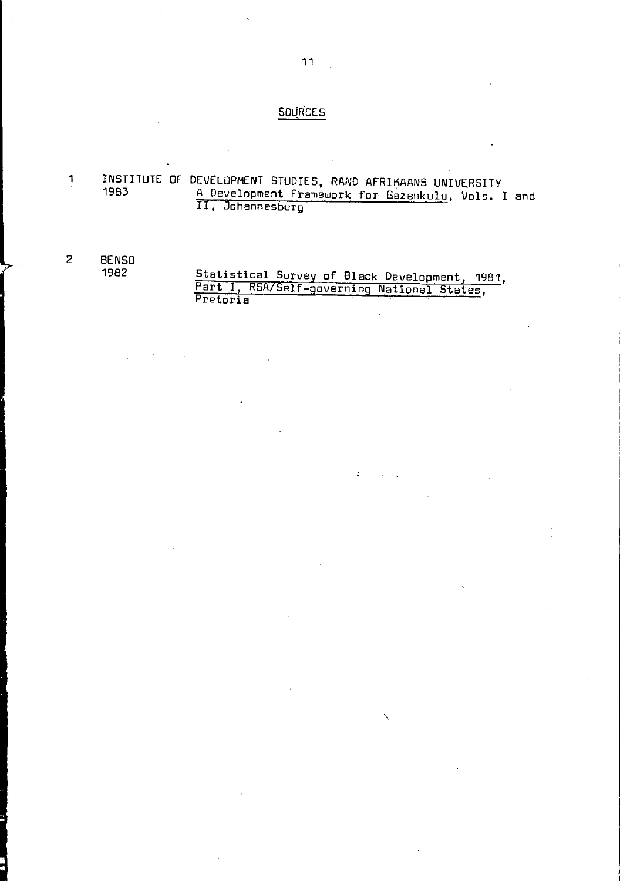## SOURCES

1 INSTITUTE OF DEVELOPMENT STUDIES, RAND AFRIKAANS UNIVERSITY
1983 A Development Framework for Gazankulu, Vols. I and II, Johannesburg

2 BENSO
1982 Statistical Survey of Black Development, 1981, Part I, RSA/Self-governing National States, Pretoria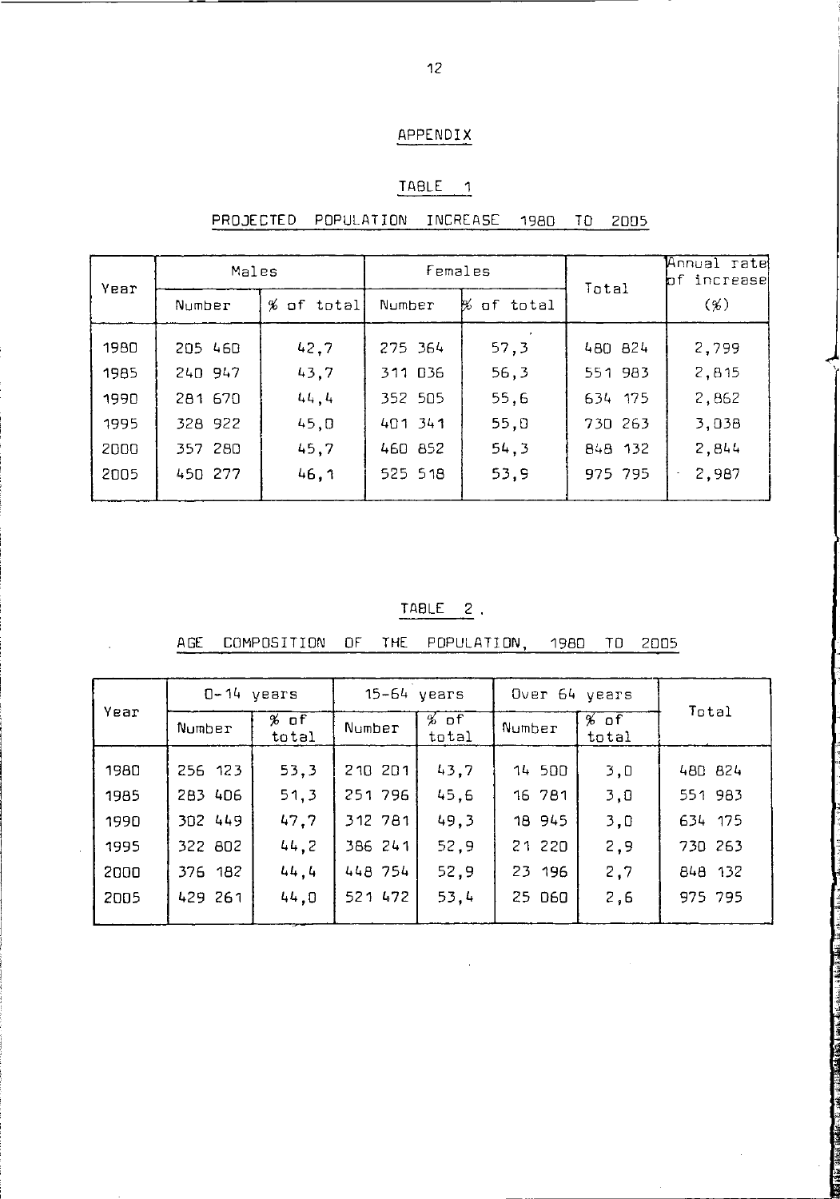## APPENDIX

### TABLE 1

### PROJECTED POPULATION INCREASE 1980 TO 2005

| Year | Males | | Females | | Total | Annual rate of increase |
|---|---|---|---|---|---|---|
| | Number | % of total | Number | % of total | | (%) |
| 1980 | 205 460 | 42,7 | 275 364 | 57,3 | 480 824 | 2,799 |
| 1985 | 240 947 | 43,7 | 311 036 | 56,3 | 551 983 | 2,815 |
| 1990 | 281 670 | 44,4 | 352 505 | 55,6 | 634 175 | 2,862 |
| 1995 | 328 922 | 45,0 | 401 341 | 55,0 | 730 263 | 3,038 |
| 2000 | 357 280 | 45,7 | 460 852 | 54,3 | 848 132 | 2,844 |
| 2005 | 450 277 | 46,1 | 525 518 | 53,9 | 975 795 | 2,987 |

### TABLE 2.

### AGE COMPOSITION OF THE POPULATION, 1980 TO 2005

| Year | 0-14 years | | 15-64 years | | Over 64 years | | Total |
|---|---|---|---|---|---|---|---|
| | Number | % of total | Number | % of total | Number | % of total | |
| 1980 | 256 123 | 53,3 | 210 201 | 43,7 | 14 500 | 3,0 | 480 824 |
| 1985 | 283 406 | 51,3 | 251 796 | 45,6 | 16 781 | 3,0 | 551 983 |
| 1990 | 302 449 | 47,7 | 312 781 | 49,3 | 18 945 | 3,0 | 634 175 |
| 1995 | 322 802 | 44,2 | 386 241 | 52,9 | 21 220 | 2,9 | 730 263 |
| 2000 | 376 182 | 44,4 | 448 754 | 52,9 | 23 196 | 2,7 | 848 132 |
| 2005 | 429 261 | 44,0 | 521 472 | 53,4 | 25 060 | 2,6 | 975 795 |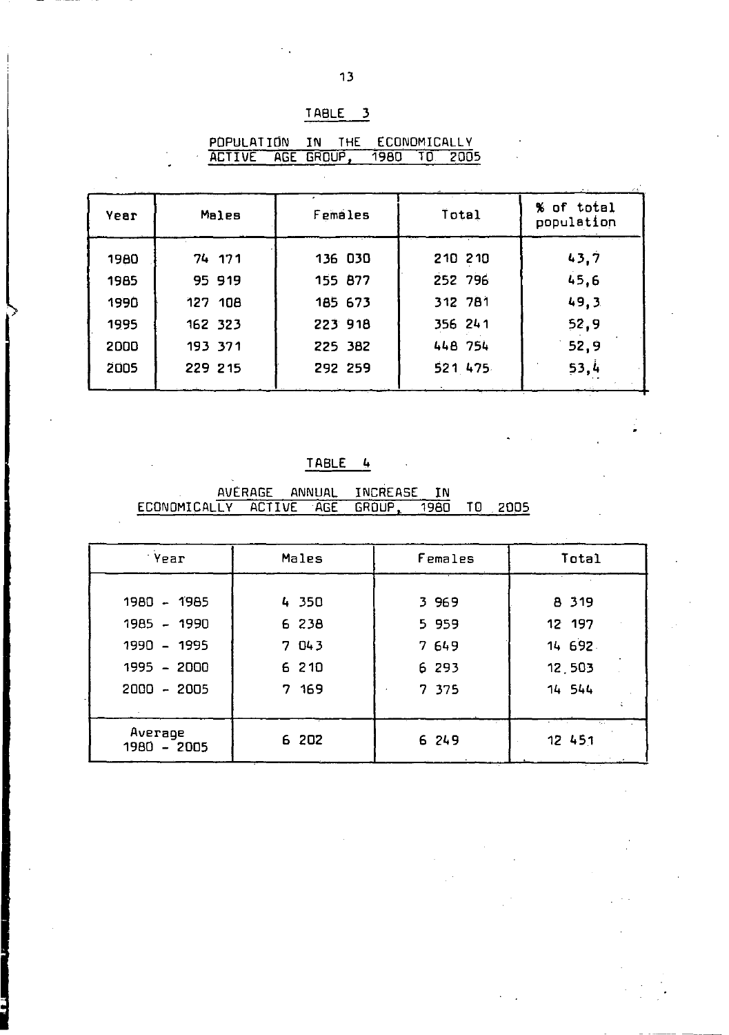## TABLE 3

### POPULATION IN THE ECONOMICALLY ACTIVE AGE GROUP, 1980 TO 2005

| Year | Males | Females | Total | % of total population |
|---|---|---|---|---|
| 1980 | 74 171 | 136 030 | 210 210 | 43,7 |
| 1985 | 95 919 | 155 877 | 252 796 | 45,6 |
| 1990 | 127 108 | 185 673 | 312 781 | 49,3 |
| 1995 | 162 323 | 223 918 | 356 241 | 52,9 |
| 2000 | 193 371 | 225 382 | 448 754 | 52,9 |
| 2005 | 229 215 | 292 259 | 521 475 | 53,4 |

## TABLE 4

### AVERAGE ANNUAL INCREASE IN ECONOMICALLY ACTIVE AGE GROUP, 1980 TO 2005

| Year | Males | Females | Total |
|---|---|---|---|
| 1980 - 1985 | 4 350 | 3 969 | 8 319 |
| 1985 - 1990 | 6 238 | 5 959 | 12 197 |
| 1990 - 1995 | 7 043 | 7 649 | 14 692 |
| 1995 - 2000 | 6 210 | 6 293 | 12 503 |
| 2000 - 2005 | 7 169 | 7 375 | 14 544 |
| Average 1980 - 2005 | 6 202 | 6 249 | 12 451 |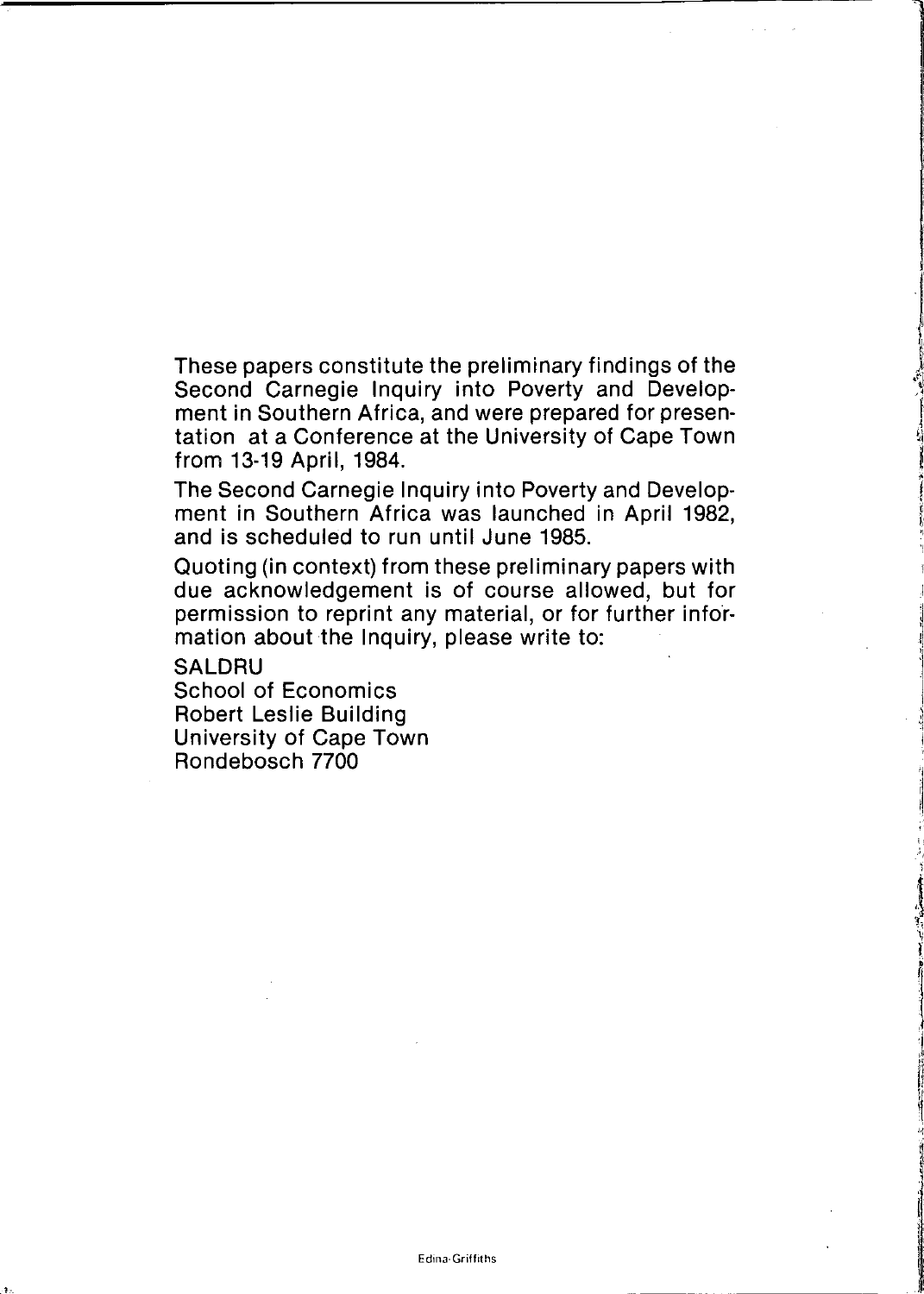These papers constitute the preliminary findings of the Second Carnegie Inquiry into Poverty and Development in Southern Africa, and were prepared for presentation at a Conference at the University of Cape Town from 13-19 April, 1984.

The Second Carnegie Inquiry into Poverty and Development in Southern Africa was launched in April 1982, and is scheduled to run until June 1985.

Quoting (in context) from these preliminary papers with due acknowledgement is of course allowed, but for permission to reprint any material, or for further information about the Inquiry, please write to:

SALDRU  
School of Economics  
Robert Leslie Building  
University of Cape Town  
Rondebosch 7700

Edina Griffiths